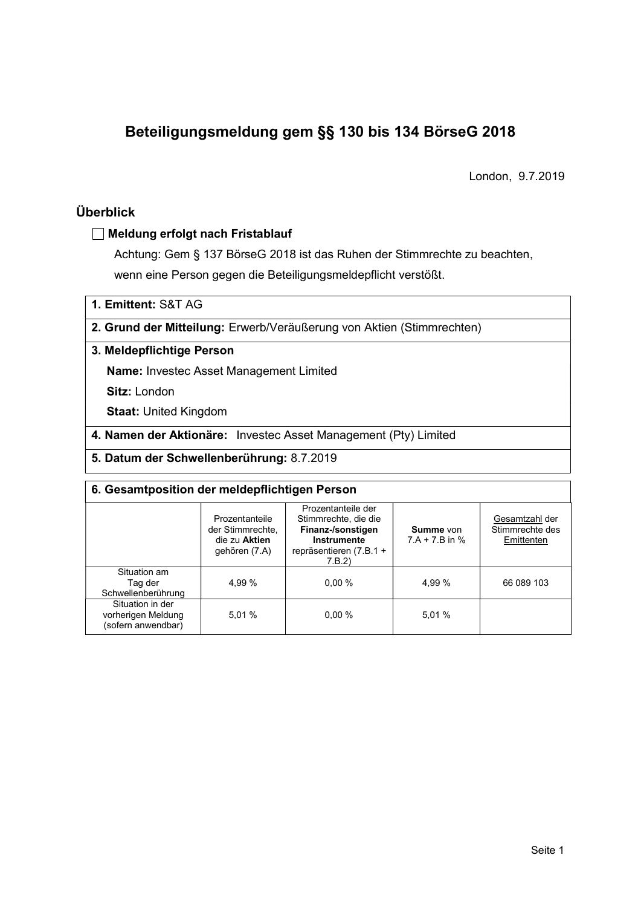# Beteiligungsmeldung gem §§ 130 bis 134 BörseG 2018

London, 9.7.2019

## Überblick

☐ **Meldung erfolgt nach Fristablauf**

Achtung: Gem § 137 BörseG 2018 ist das Ruhen der Stimmrechte zu beachten, wenn eine Person gegen die Beteiligungsmeldepflicht verstößt.

**1. Emittent:** S&T AG

**2. Grund der Mitteilung:** Erwerb/Veräußerung von Aktien (Stimmrechten)

**3. Meldepflichtige Person**

**Name:** Investec Asset Management Limited

**Sitz:** London

**Staat:** United Kingdom

**4. Namen der Aktionäre:** Investec Asset Management (Pty) Limited

**5. Datum der Schwellenberührung:** 8.7.2019

**6. Gesamtposition der meldepflichtigen Person**

| | Prozentanteile der Stimmrechte, die zu **Aktien** gehören (7.A) | Prozentanteile der Stimmrechte, die die **Finanz-/sonstigen Instrumente** repräsentieren (7.B.1 + 7.B.2) | **Summe** von 7.A + 7.B in % | Gesamtzahl der Stimmrechte des Emittenten |
|---|---|---|---|---|
| Situation am Tag der Schwellenberührung | 4,99 % | 0,00 % | 4,99 % | 66 089 103 |
| Situation in der vorherigen Meldung (sofern anwendbar) | 5,01 % | 0,00 % | 5,01 % | |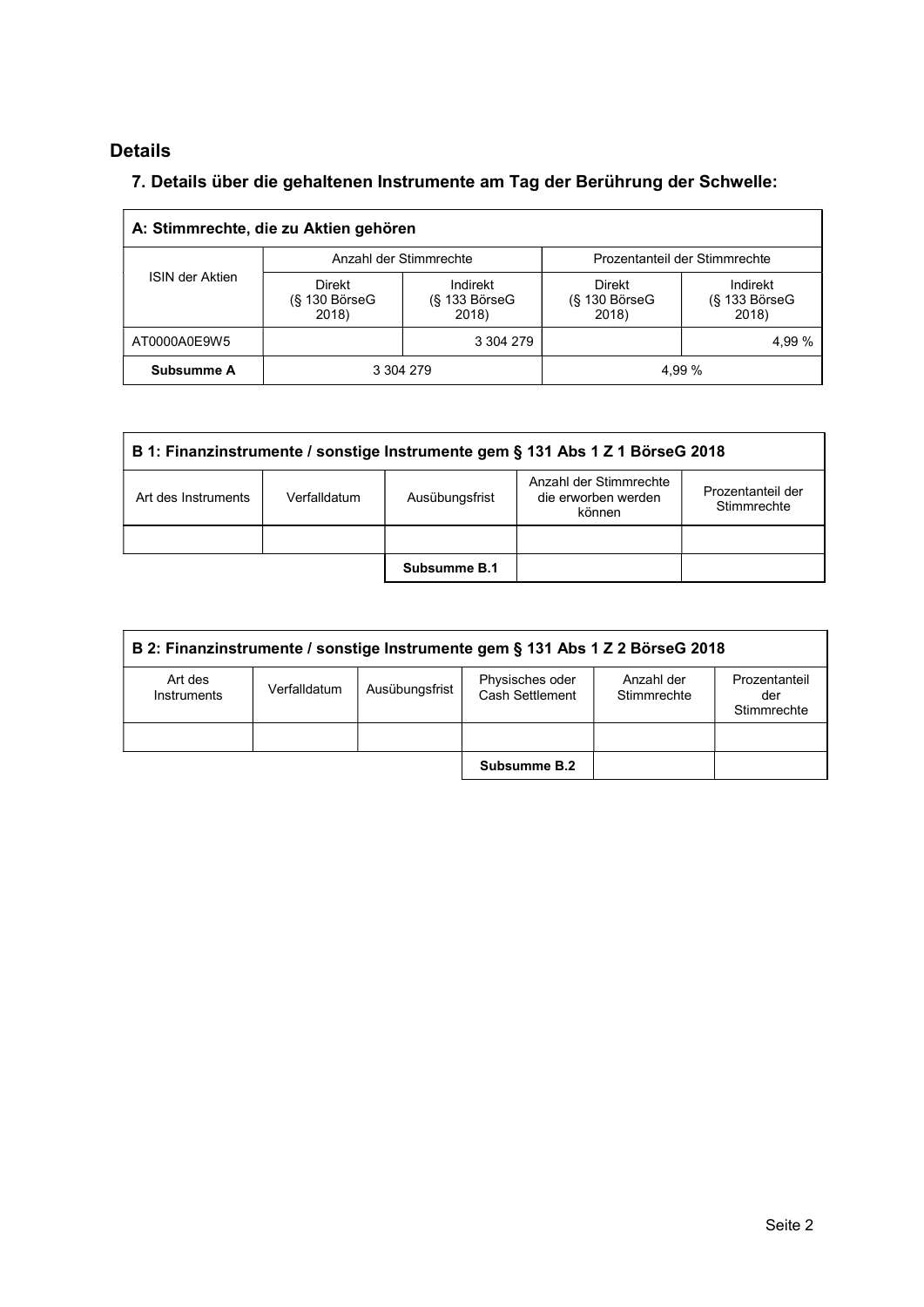## Details

### 7. Details über die gehaltenen Instrumente am Tag der Berührung der Schwelle:

| A: Stimmrechte, die zu Aktien gehören | | | | |
|---|---|---|---|---|
| ISIN der Aktien | Anzahl der Stimmrechte | | Prozentanteil der Stimmrechte | |
| | Direkt (§ 130 BörseG 2018) | Indirekt (§ 133 BörseG 2018) | Direkt (§ 130 BörseG 2018) | Indirekt (§ 133 BörseG 2018) |
| AT0000A0E9W5 | | 3 304 279 | | 4,99 % |
| **Subsumme A** | 3 304 279 | | 4,99 % | |

| B 1: Finanzinstrumente / sonstige Instrumente gem § 131 Abs 1 Z 1 BörseG 2018 | | | | |
|---|---|---|---|---|
| Art des Instruments | Verfalldatum | Ausübungsfrist | Anzahl der Stimmrechte die erworben werden können | Prozentanteil der Stimmrechte |
| | | | | |
| | | **Subsumme B.1** | | |

| B 2: Finanzinstrumente / sonstige Instrumente gem § 131 Abs 1 Z 2 BörseG 2018 | | | | | |
|---|---|---|---|---|---|
| Art des Instruments | Verfalldatum | Ausübungsfrist | Physisches oder Cash Settlement | Anzahl der Stimmrechte | Prozentanteil der Stimmrechte |
| | | | | | |
| | | | **Subsumme B.2** | | |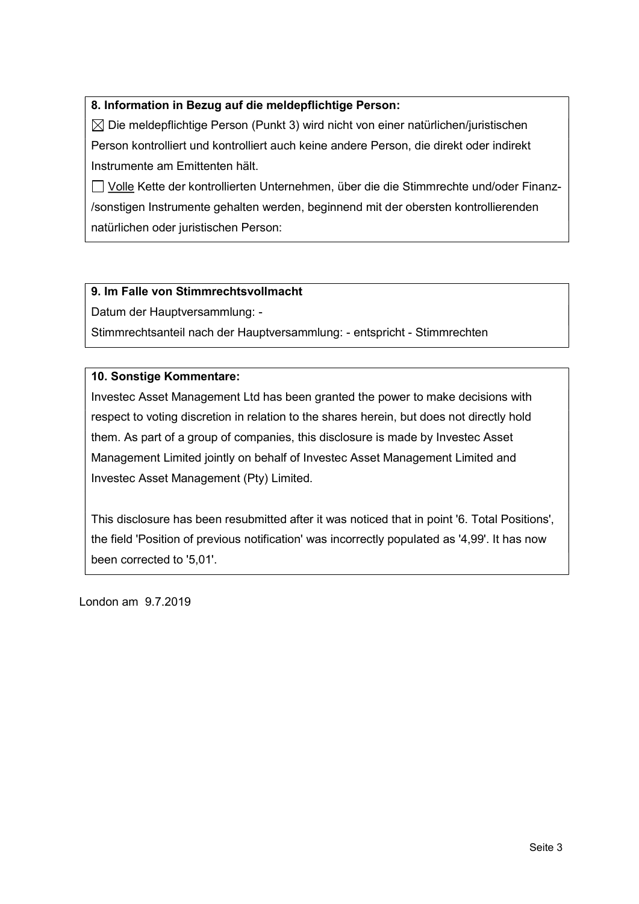**8. Information in Bezug auf die meldepflichtige Person:**

☒ Die meldepflichtige Person (Punkt 3) wird nicht von einer natürlichen/juristischen Person kontrolliert und kontrolliert auch keine andere Person, die direkt oder indirekt Instrumente am Emittenten hält.

☐ Volle Kette der kontrollierten Unternehmen, über die die Stimmrechte und/oder Finanz-/sonstigen Instrumente gehalten werden, beginnend mit der obersten kontrollierenden natürlichen oder juristischen Person:

**9. Im Falle von Stimmrechtsvollmacht**

Datum der Hauptversammlung: -

Stimmrechtsanteil nach der Hauptversammlung: - entspricht - Stimmrechten

**10. Sonstige Kommentare:**

Investec Asset Management Ltd has been granted the power to make decisions with respect to voting discretion in relation to the shares herein, but does not directly hold them. As part of a group of companies, this disclosure is made by Investec Asset Management Limited jointly on behalf of Investec Asset Management Limited and Investec Asset Management (Pty) Limited.

This disclosure has been resubmitted after it was noticed that in point '6. Total Positions', the field 'Position of previous notification' was incorrectly populated as '4,99'. It has now been corrected to '5,01'.

London am 9.7.2019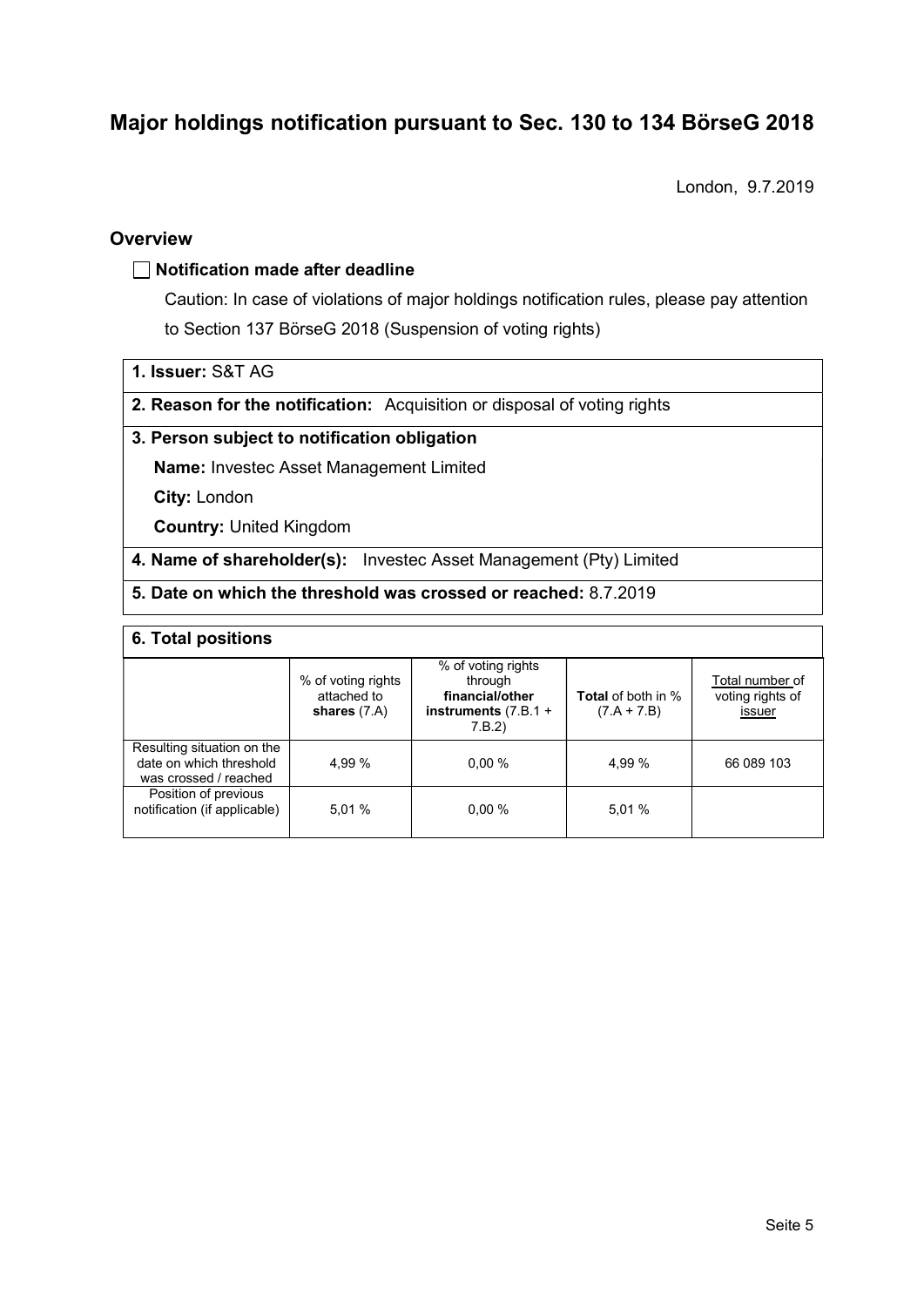# Major holdings notification pursuant to Sec. 130 to 134 BörseG 2018

London, 9.7.2019

## Overview

☐ **Notification made after deadline**

Caution: In case of violations of major holdings notification rules, please pay attention to Section 137 BörseG 2018 (Suspension of voting rights)

| **1. Issuer:** S&T AG |
|---|
| **2. Reason for the notification:** Acquisition or disposal of voting rights |
| **3. Person subject to notification obligation**<br>**Name:** Investec Asset Management Limited<br>**City:** London<br>**Country:** United Kingdom |
| **4. Name of shareholder(s):** Investec Asset Management (Pty) Limited |
| **5. Date on which the threshold was crossed or reached:** 8.7.2019 |

**6. Total positions**

| | % of voting rights attached to **shares** (7.A) | % of voting rights through **financial/other instruments** (7.B.1 + 7.B.2) | **Total** of both in % (7.A + 7.B) | Total number of voting rights of issuer |
|---|---|---|---|---|
| Resulting situation on the date on which threshold was crossed / reached | 4,99 % | 0,00 % | 4,99 % | 66 089 103 |
| Position of previous notification (if applicable) | 5,01 % | 0,00 % | 5,01 % | |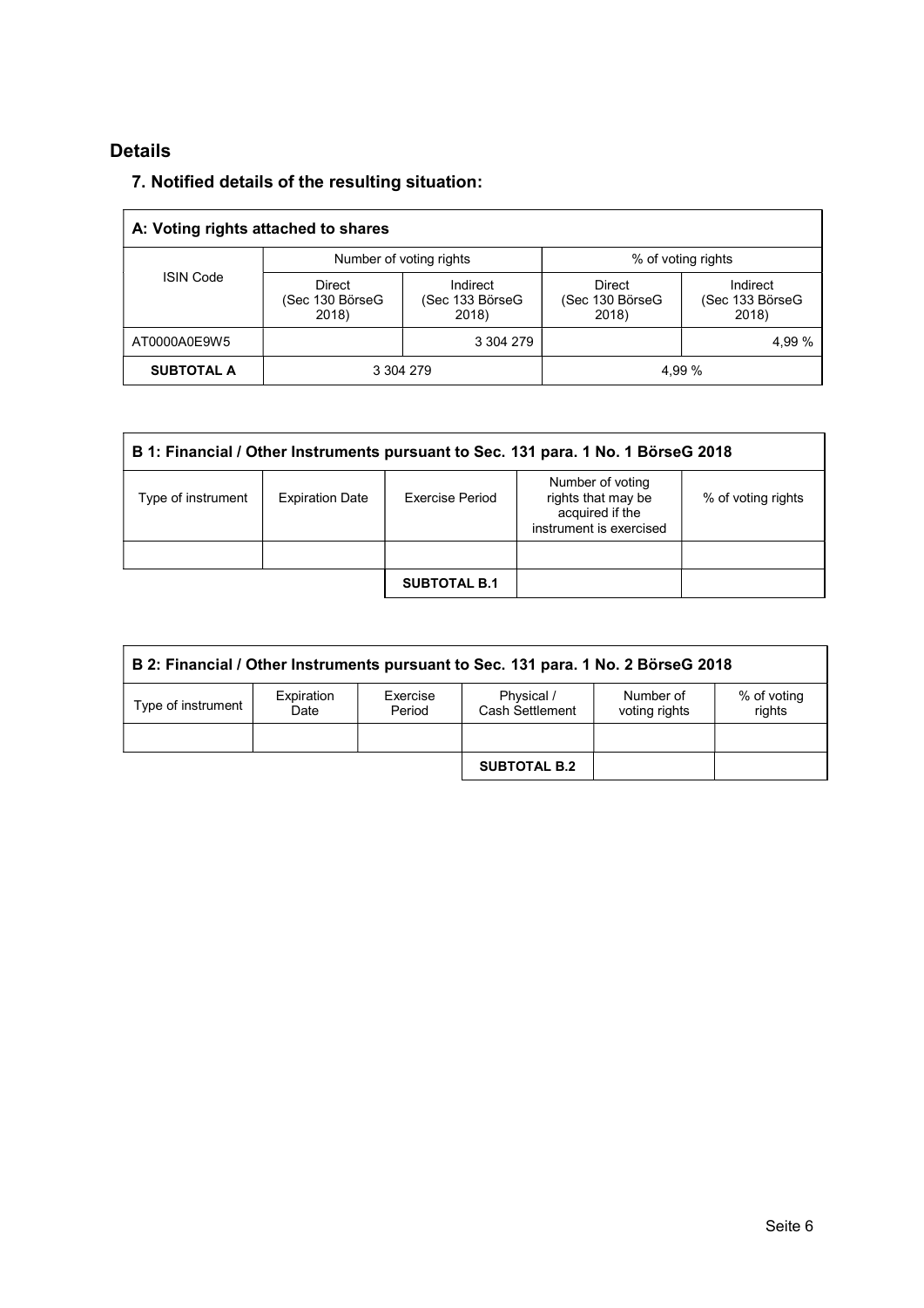## Details

### 7. Notified details of the resulting situation:

| A: Voting rights attached to shares | | | | |
|---|---|---|---|---|
| ISIN Code | Number of voting rights | | % of voting rights | |
| | Direct (Sec 130 BörseG 2018) | Indirect (Sec 133 BörseG 2018) | Direct (Sec 130 BörseG 2018) | Indirect (Sec 133 BörseG 2018) |
| AT0000A0E9W5 | | 3 304 279 | | 4,99 % |
| **SUBTOTAL A** | 3 304 279 | | 4,99 % | |

| B 1: Financial / Other Instruments pursuant to Sec. 131 para. 1 No. 1 BörseG 2018 | | | | |
|---|---|---|---|---|
| Type of instrument | Expiration Date | Exercise Period | Number of voting rights that may be acquired if the instrument is exercised | % of voting rights |
| | | | | |
| | | **SUBTOTAL B.1** | | |

| B 2: Financial / Other Instruments pursuant to Sec. 131 para. 1 No. 2 BörseG 2018 | | | | | |
|---|---|---|---|---|---|
| Type of instrument | Expiration Date | Exercise Period | Physical / Cash Settlement | Number of voting rights | % of voting rights |
| | | | | | |
| | | | **SUBTOTAL B.2** | | |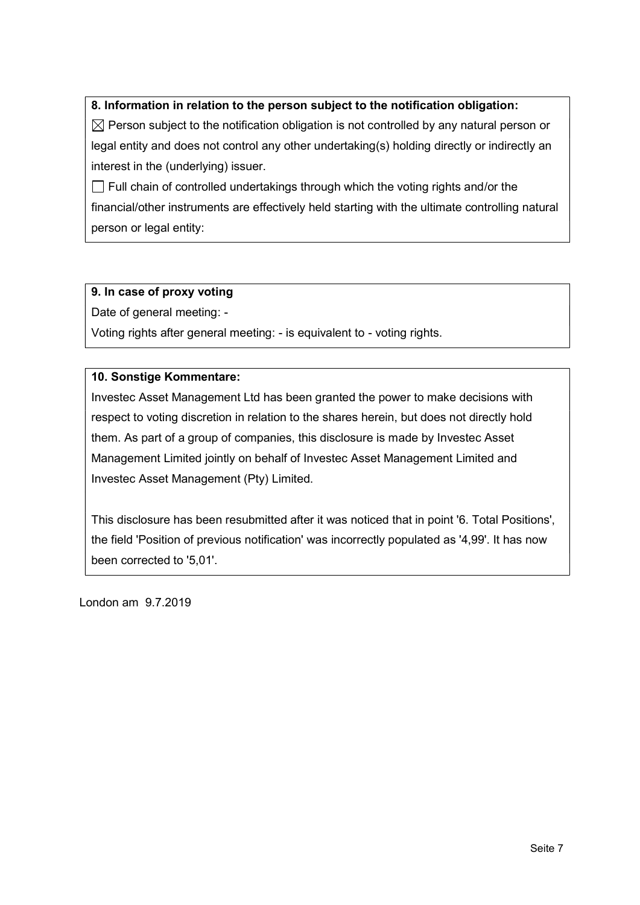**8. Information in relation to the person subject to the notification obligation:**

☒ Person subject to the notification obligation is not controlled by any natural person or legal entity and does not control any other undertaking(s) holding directly or indirectly an interest in the (underlying) issuer.

☐ Full chain of controlled undertakings through which the voting rights and/or the financial/other instruments are effectively held starting with the ultimate controlling natural person or legal entity:

**9. In case of proxy voting**

Date of general meeting: -

Voting rights after general meeting: - is equivalent to - voting rights.

**10. Sonstige Kommentare:**

Investec Asset Management Ltd has been granted the power to make decisions with respect to voting discretion in relation to the shares herein, but does not directly hold them. As part of a group of companies, this disclosure is made by Investec Asset Management Limited jointly on behalf of Investec Asset Management Limited and Investec Asset Management (Pty) Limited.

This disclosure has been resubmitted after it was noticed that in point '6. Total Positions', the field 'Position of previous notification' was incorrectly populated as '4,99'. It has now been corrected to '5,01'.

London am 9.7.2019